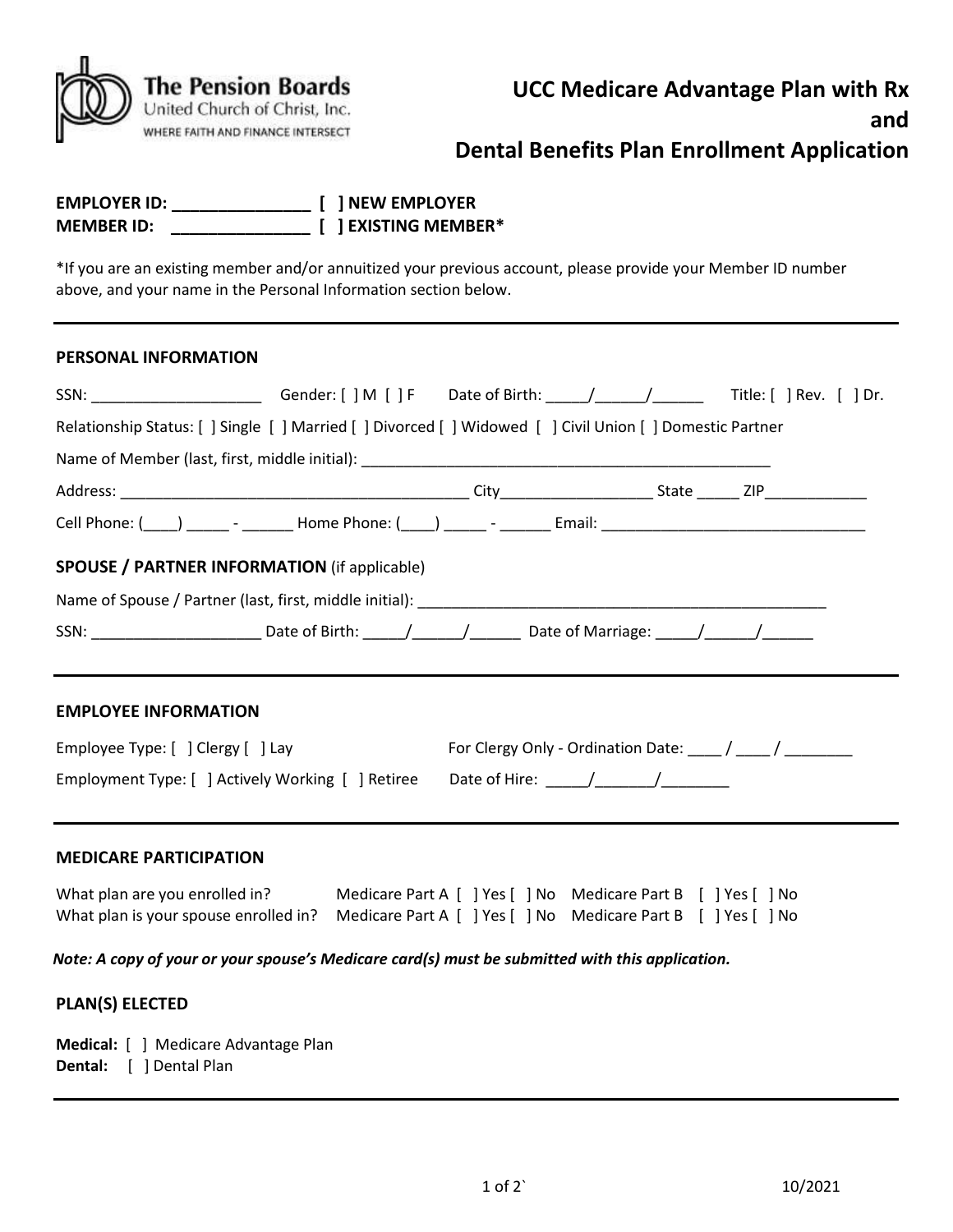The Pension Boards
United Church of Christ, Inc.
WHERE FAITH AND FINANCE INTERSECT

# UCC Medicare Advantage Plan with Rx and Dental Benefits Plan Enrollment Application

**EMPLOYER ID: _______________ [ ] NEW EMPLOYER**
**MEMBER ID: _______________ [ ] EXISTING MEMBER***

*If you are an existing member and/or annuitized your previous account, please provide your Member ID number above, and your name in the Personal Information section below.

---

## PERSONAL INFORMATION

SSN: ____________________ Gender: [ ] M [ ] F Date of Birth: _____/______/______ Title: [ ] Rev. [ ] Dr.

Relationship Status: [ ] Single [ ] Married [ ] Divorced [ ] Widowed [ ] Civil Union [ ] Domestic Partner

Name of Member (last, first, middle initial): _______________________________________________

Address: __________________________________________ City_________________ State _____ ZIP____________

Cell Phone: (____) _____ - ______ Home Phone: (____) _____ - ______ Email: _______________________________

**SPOUSE / PARTNER INFORMATION** (if applicable)

Name of Spouse / Partner (last, first, middle initial): ________________________________________________

SSN: ___________________ Date of Birth: _____/______/______ Date of Marriage: _____/______/______

---

## EMPLOYEE INFORMATION

Employee Type: [ ] Clergy [ ] Lay For Clergy Only - Ordination Date: ____ / ____ / ________

Employment Type: [ ] Actively Working [ ] Retiree Date of Hire: _____/_______/________

---

## MEDICARE PARTICIPATION

What plan are you enrolled in? Medicare Part A [ ] Yes [ ] No Medicare Part B [ ] Yes [ ] No
What plan is your spouse enrolled in? Medicare Part A [ ] Yes [ ] No Medicare Part B [ ] Yes [ ] No

***Note: A copy of your or your spouse's Medicare card(s) must be submitted with this application.***

## PLAN(S) ELECTED

**Medical:** [ ] Medicare Advantage Plan
**Dental:** [ ] Dental Plan

---

10/2021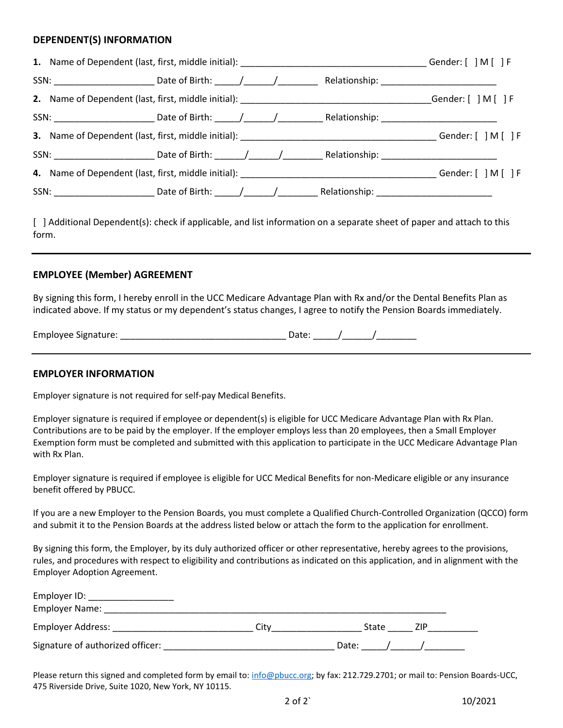## DEPENDENT(S) INFORMATION

**1.** Name of Dependent (last, first, middle initial): _____________________________________ Gender: [ ] M [ ] F

SSN: ____________________ Date of Birth: _____/______/________ Relationship: _______________________

**2.** Name of Dependent (last, first, middle initial): ______________________________________Gender: [ ] M [ ] F

SSN: ____________________ Date of Birth: _____/______/_________ Relationship: _______________________

**3.** Name of Dependent (last, first, middle initial): ________________________________________ Gender: [ ] M [ ] F

SSN: ____________________ Date of Birth: ______/______/________ Relationship: _______________________

**4.** Name of Dependent (last, first, middle initial): ________________________________________ Gender: [ ] M [ ] F

SSN: ____________________ Date of Birth: _____/______/________ Relationship: ______________________

[ ] Additional Dependent(s): check if applicable, and list information on a separate sheet of paper and attach to this form.

---

## EMPLOYEE (Member) AGREEMENT

By signing this form, I hereby enroll in the UCC Medicare Advantage Plan with Rx and/or the Dental Benefits Plan as indicated above. If my status or my dependent's status changes, I agree to notify the Pension Boards immediately.

Employee Signature: _________________________________ Date: _____/______/________

---

## EMPLOYER INFORMATION

Employer signature is not required for self-pay Medical Benefits.

Employer signature is required if employee or dependent(s) is eligible for UCC Medicare Advantage Plan with Rx Plan. Contributions are to be paid by the employer. If the employer employs less than 20 employees, then a Small Employer Exemption form must be completed and submitted with this application to participate in the UCC Medicare Advantage Plan with Rx Plan.

Employer signature is required if employee is eligible for UCC Medical Benefits for non-Medicare eligible or any insurance benefit offered by PBUCC.

If you are a new Employer to the Pension Boards, you must complete a Qualified Church-Controlled Organization (QCCO) form and submit it to the Pension Boards at the address listed below or attach the form to the application for enrollment.

By signing this form, the Employer, by its duly authorized officer or other representative, hereby agrees to the provisions, rules, and procedures with respect to eligibility and contributions as indicated on this application, and in alignment with the Employer Adoption Agreement.

Employer ID: _________________
Employer Name: _________________________________________________________________________

Employer Address: ____________________________ City__________________ State _____ ZIP__________

Signature of authorized officer: __________________________________ Date: _____/______/________

Please return this signed and completed form by email to: info@pbucc.org; by fax: 212.729.2701; or mail to: Pension Boards-UCC, 475 Riverside Drive, Suite 1020, New York, NY 10115.

10/2021